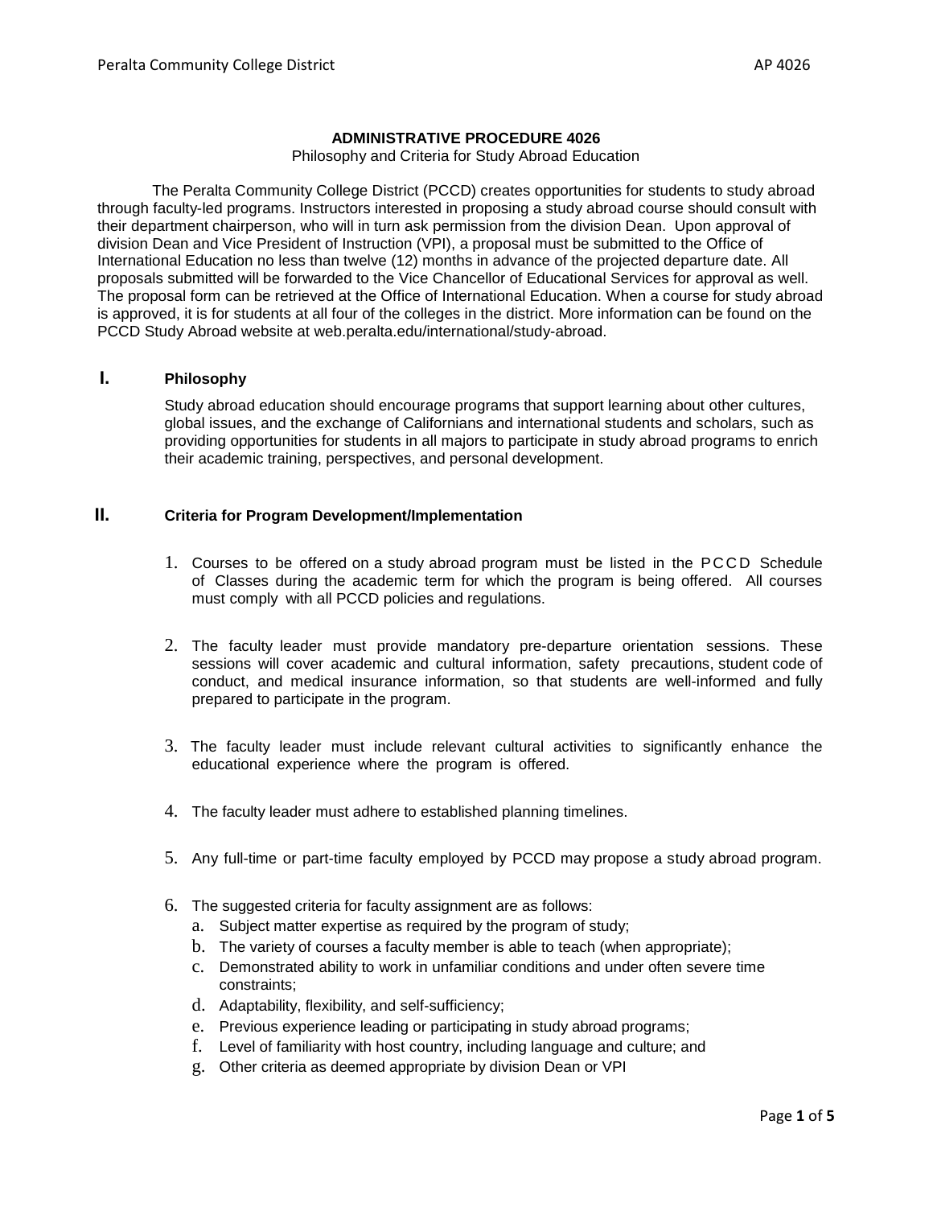**ADMINISTRATIVE PROCEDURE 4026**

Philosophy and Criteria for Study Abroad Education

The Peralta Community College District (PCCD) creates opportunities for students to study abroad through faculty-led programs. Instructors interested in proposing a study abroad course should consult with their department chairperson, who will in turn ask permission from the division Dean. Upon approval of division Dean and Vice President of Instruction (VPI), a proposal must be submitted to the Office of International Education no less than twelve (12) months in advance of the projected departure date. All proposals submitted will be forwarded to the Vice Chancellor of Educational Services for approval as well. The proposal form can be retrieved at the Office of International Education. When a course for study abroad is approved, it is for students at all four of the colleges in the district. More information can be found on the PCCD Study Abroad website at web.peralta.edu/international/study-abroad.

## I. Philosophy

Study abroad education should encourage programs that support learning about other cultures, global issues, and the exchange of Californians and international students and scholars, such as providing opportunities for students in all majors to participate in study abroad programs to enrich their academic training, perspectives, and personal development.

## II. Criteria for Program Development/Implementation

1. Courses to be offered on a study abroad program must be listed in the PCCD Schedule of Classes during the academic term for which the program is being offered. All courses must comply with all PCCD policies and regulations.

2. The faculty leader must provide mandatory pre-departure orientation sessions. These sessions will cover academic and cultural information, safety precautions, student code of conduct, and medical insurance information, so that students are well-informed and fully prepared to participate in the program.

3. The faculty leader must include relevant cultural activities to significantly enhance the educational experience where the program is offered.

4. The faculty leader must adhere to established planning timelines.

5. Any full-time or part-time faculty employed by PCCD may propose a study abroad program.

6. The suggested criteria for faculty assignment are as follows:
   a. Subject matter expertise as required by the program of study;
   b. The variety of courses a faculty member is able to teach (when appropriate);
   c. Demonstrated ability to work in unfamiliar conditions and under often severe time constraints;
   d. Adaptability, flexibility, and self-sufficiency;
   e. Previous experience leading or participating in study abroad programs;
   f. Level of familiarity with host country, including language and culture; and
   g. Other criteria as deemed appropriate by division Dean or VPI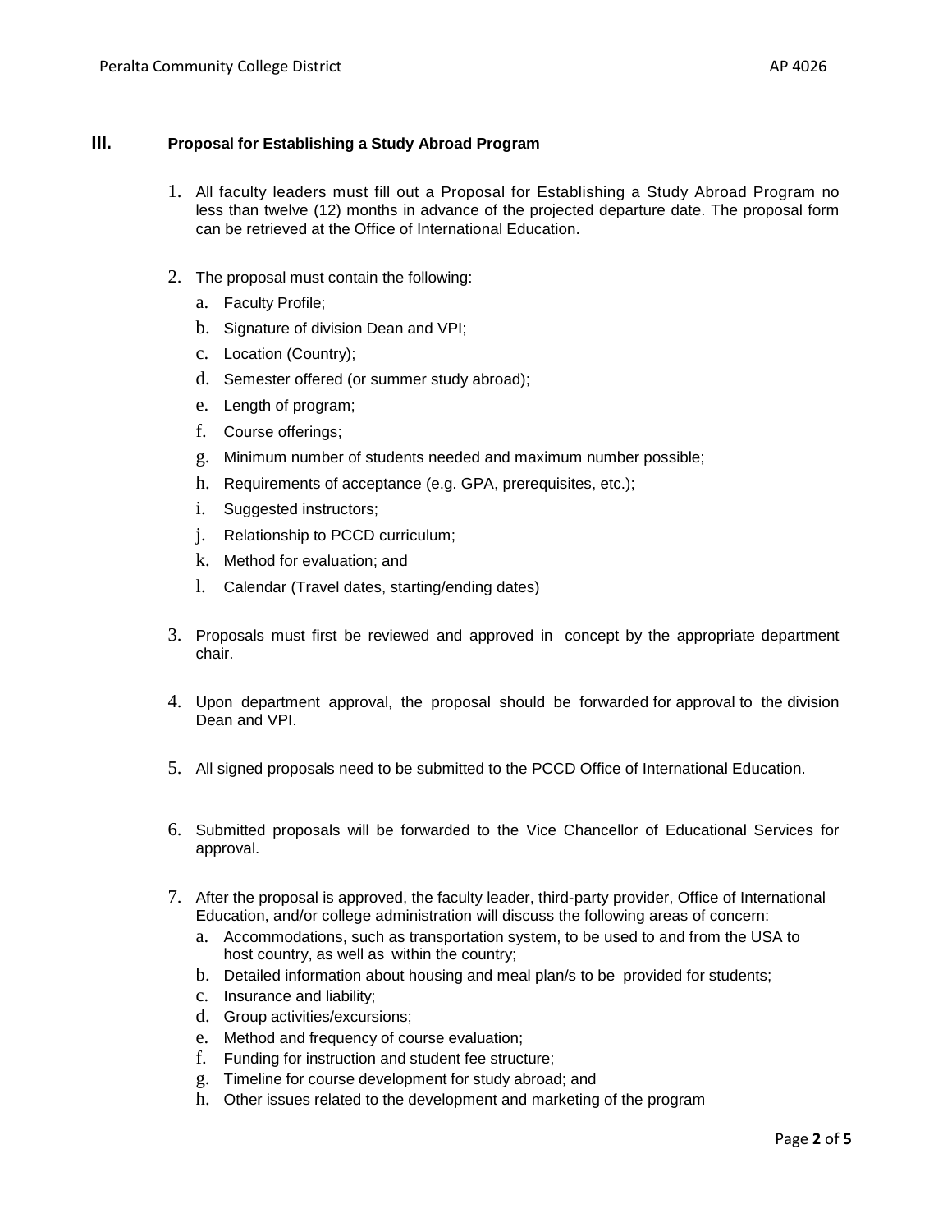## III. Proposal for Establishing a Study Abroad Program

1. All faculty leaders must fill out a Proposal for Establishing a Study Abroad Program no less than twelve (12) months in advance of the projected departure date. The proposal form can be retrieved at the Office of International Education.

2. The proposal must contain the following:
   a. Faculty Profile;
   b. Signature of division Dean and VPI;
   c. Location (Country);
   d. Semester offered (or summer study abroad);
   e. Length of program;
   f. Course offerings;
   g. Minimum number of students needed and maximum number possible;
   h. Requirements of acceptance (e.g. GPA, prerequisites, etc.);
   i. Suggested instructors;
   j. Relationship to PCCD curriculum;
   k. Method for evaluation; and
   l. Calendar (Travel dates, starting/ending dates)

3. Proposals must first be reviewed and approved in concept by the appropriate department chair.

4. Upon department approval, the proposal should be forwarded for approval to the division Dean and VPI.

5. All signed proposals need to be submitted to the PCCD Office of International Education.

6. Submitted proposals will be forwarded to the Vice Chancellor of Educational Services for approval.

7. After the proposal is approved, the faculty leader, third-party provider, Office of International Education, and/or college administration will discuss the following areas of concern:
   a. Accommodations, such as transportation system, to be used to and from the USA to host country, as well as within the country;
   b. Detailed information about housing and meal plan/s to be provided for students;
   c. Insurance and liability;
   d. Group activities/excursions;
   e. Method and frequency of course evaluation;
   f. Funding for instruction and student fee structure;
   g. Timeline for course development for study abroad; and
   h. Other issues related to the development and marketing of the program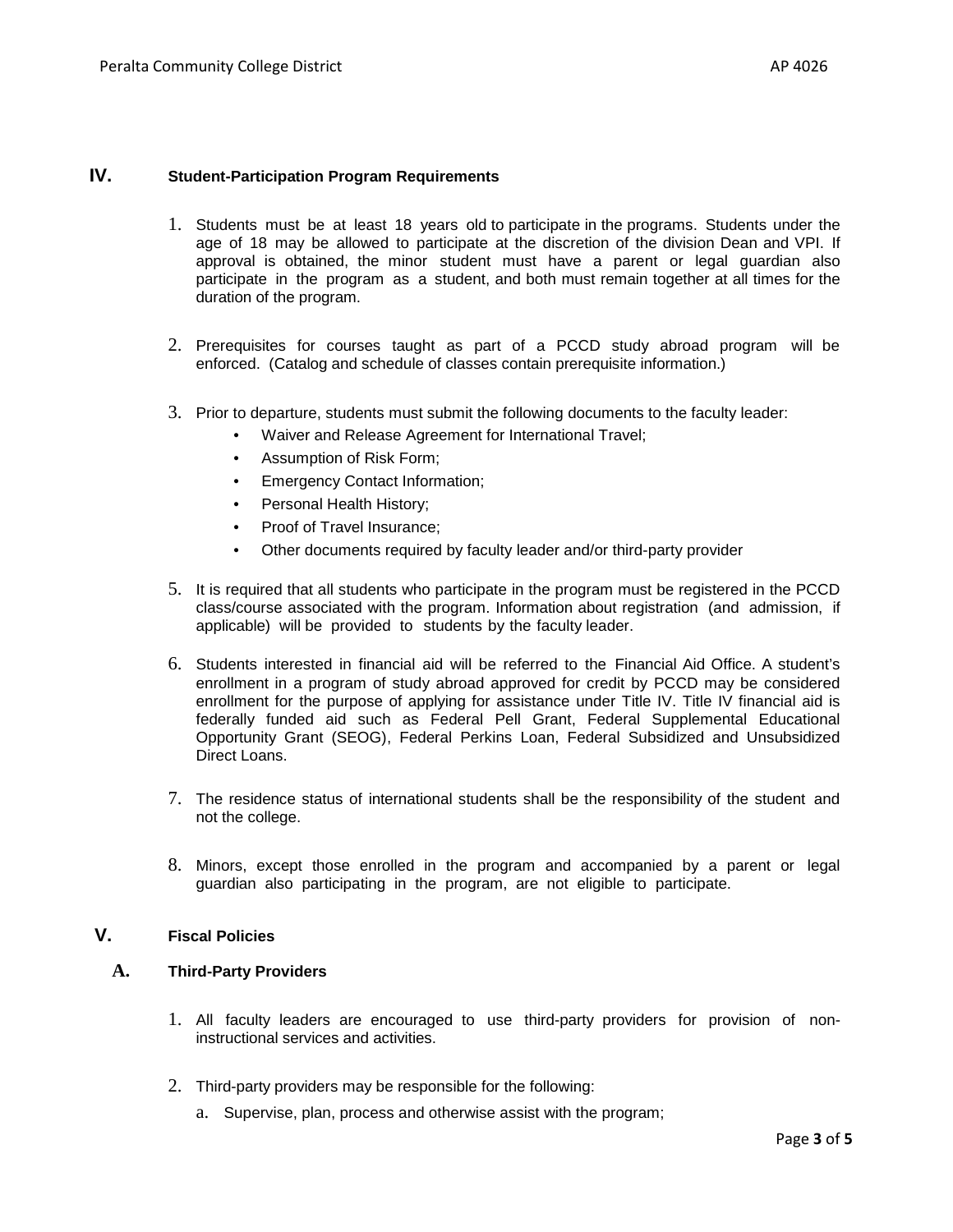## IV. Student-Participation Program Requirements

1. Students must be at least 18 years old to participate in the programs. Students under the age of 18 may be allowed to participate at the discretion of the division Dean and VPI. If approval is obtained, the minor student must have a parent or legal guardian also participate in the program as a student, and both must remain together at all times for the duration of the program.

2. Prerequisites for courses taught as part of a PCCD study abroad program will be enforced. (Catalog and schedule of classes contain prerequisite information.)

3. Prior to departure, students must submit the following documents to the faculty leader:
   - Waiver and Release Agreement for International Travel;
   - Assumption of Risk Form;
   - Emergency Contact Information;
   - Personal Health History;
   - Proof of Travel Insurance;
   - Other documents required by faculty leader and/or third-party provider

5. It is required that all students who participate in the program must be registered in the PCCD class/course associated with the program. Information about registration (and admission, if applicable) will be provided to students by the faculty leader.

6. Students interested in financial aid will be referred to the Financial Aid Office. A student's enrollment in a program of study abroad approved for credit by PCCD may be considered enrollment for the purpose of applying for assistance under Title IV. Title IV financial aid is federally funded aid such as Federal Pell Grant, Federal Supplemental Educational Opportunity Grant (SEOG), Federal Perkins Loan, Federal Subsidized and Unsubsidized Direct Loans.

7. The residence status of international students shall be the responsibility of the student and not the college.

8. Minors, except those enrolled in the program and accompanied by a parent or legal guardian also participating in the program, are not eligible to participate.

## V. Fiscal Policies

### A. Third-Party Providers

1. All faculty leaders are encouraged to use third-party providers for provision of non-instructional services and activities.

2. Third-party providers may be responsible for the following:
   a. Supervise, plan, process and otherwise assist with the program;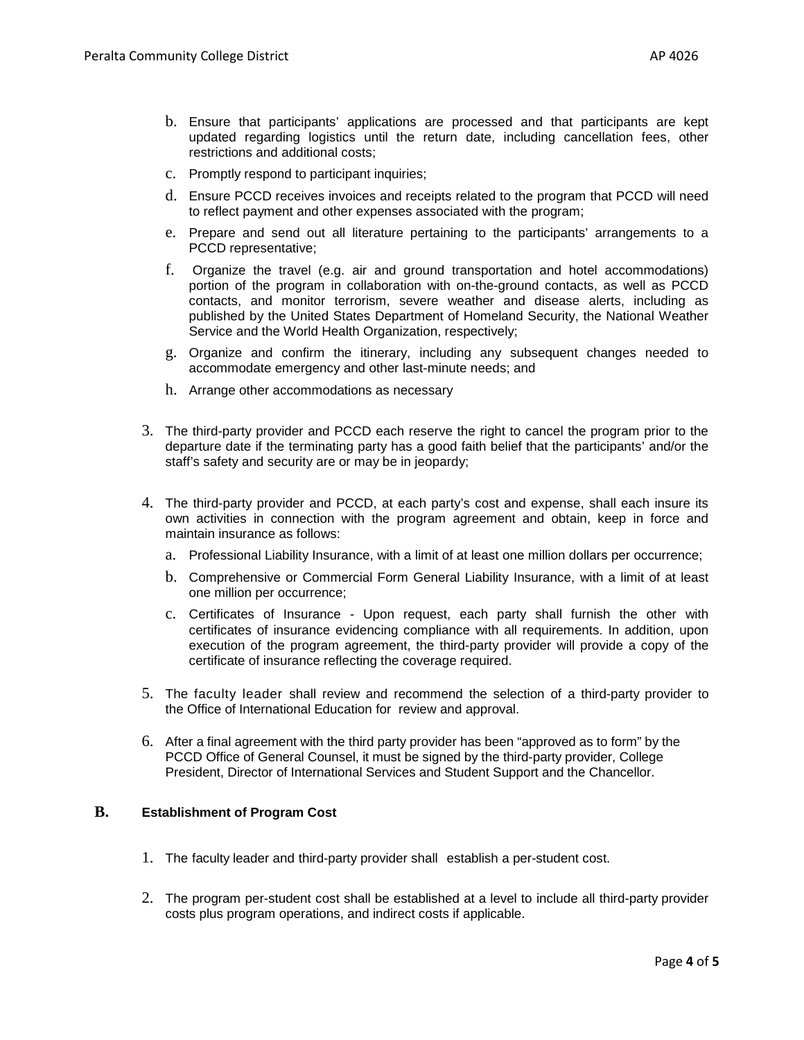b. Ensure that participants' applications are processed and that participants are kept updated regarding logistics until the return date, including cancellation fees, other restrictions and additional costs;

c. Promptly respond to participant inquiries;

d. Ensure PCCD receives invoices and receipts related to the program that PCCD will need to reflect payment and other expenses associated with the program;

e. Prepare and send out all literature pertaining to the participants' arrangements to a PCCD representative;

f. Organize the travel (e.g. air and ground transportation and hotel accommodations) portion of the program in collaboration with on-the-ground contacts, as well as PCCD contacts, and monitor terrorism, severe weather and disease alerts, including as published by the United States Department of Homeland Security, the National Weather Service and the World Health Organization, respectively;

g. Organize and confirm the itinerary, including any subsequent changes needed to accommodate emergency and other last-minute needs; and

h. Arrange other accommodations as necessary

3. The third-party provider and PCCD each reserve the right to cancel the program prior to the departure date if the terminating party has a good faith belief that the participants' and/or the staff's safety and security are or may be in jeopardy;

4. The third-party provider and PCCD, at each party's cost and expense, shall each insure its own activities in connection with the program agreement and obtain, keep in force and maintain insurance as follows:

   a. Professional Liability Insurance, with a limit of at least one million dollars per occurrence;

   b. Comprehensive or Commercial Form General Liability Insurance, with a limit of at least one million per occurrence;

   c. Certificates of Insurance - Upon request, each party shall furnish the other with certificates of insurance evidencing compliance with all requirements. In addition, upon execution of the program agreement, the third-party provider will provide a copy of the certificate of insurance reflecting the coverage required.

5. The faculty leader shall review and recommend the selection of a third-party provider to the Office of International Education for review and approval.

6. After a final agreement with the third party provider has been "approved as to form" by the PCCD Office of General Counsel, it must be signed by the third-party provider, College President, Director of International Services and Student Support and the Chancellor.

## B. Establishment of Program Cost

1. The faculty leader and third-party provider shall establish a per-student cost.

2. The program per-student cost shall be established at a level to include all third-party provider costs plus program operations, and indirect costs if applicable.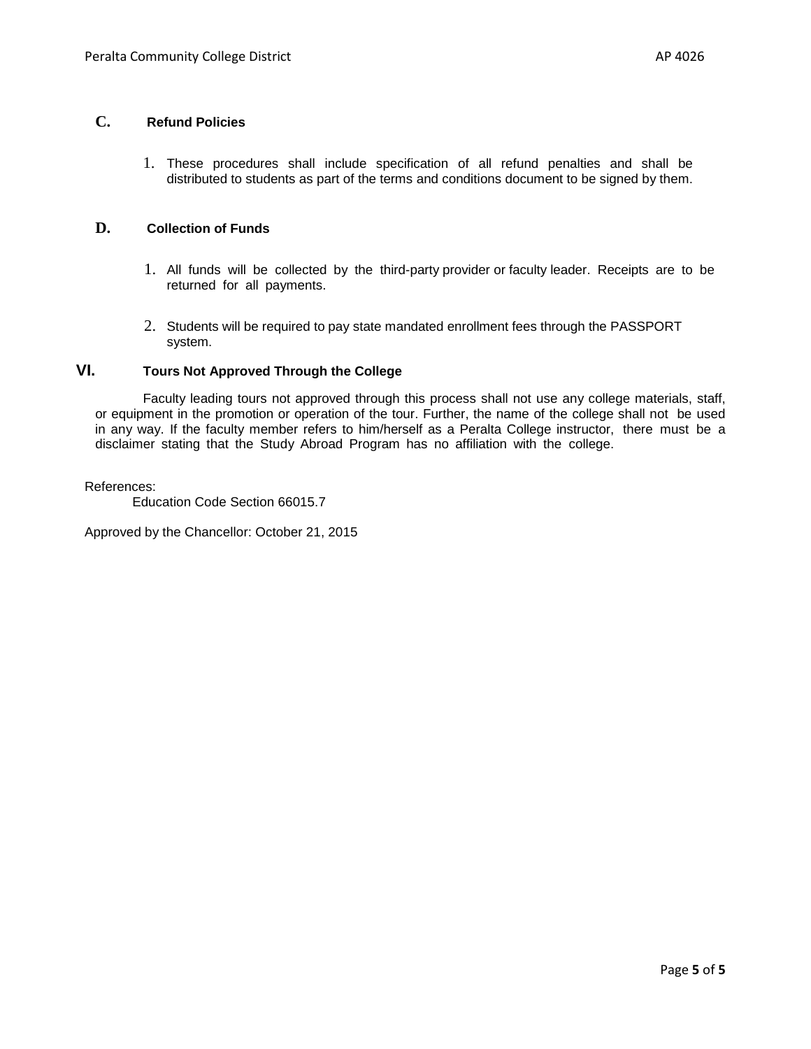### C. Refund Policies

1. These procedures shall include specification of all refund penalties and shall be distributed to students as part of the terms and conditions document to be signed by them.

### D. Collection of Funds

1. All funds will be collected by the third-party provider or faculty leader. Receipts are to be returned for all payments.

2. Students will be required to pay state mandated enrollment fees through the PASSPORT system.

## VI. Tours Not Approved Through the College

Faculty leading tours not approved through this process shall not use any college materials, staff, or equipment in the promotion or operation of the tour. Further, the name of the college shall not be used in any way. If the faculty member refers to him/herself as a Peralta College instructor, there must be a disclaimer stating that the Study Abroad Program has no affiliation with the college.

References:
Education Code Section 66015.7

Approved by the Chancellor: October 21, 2015